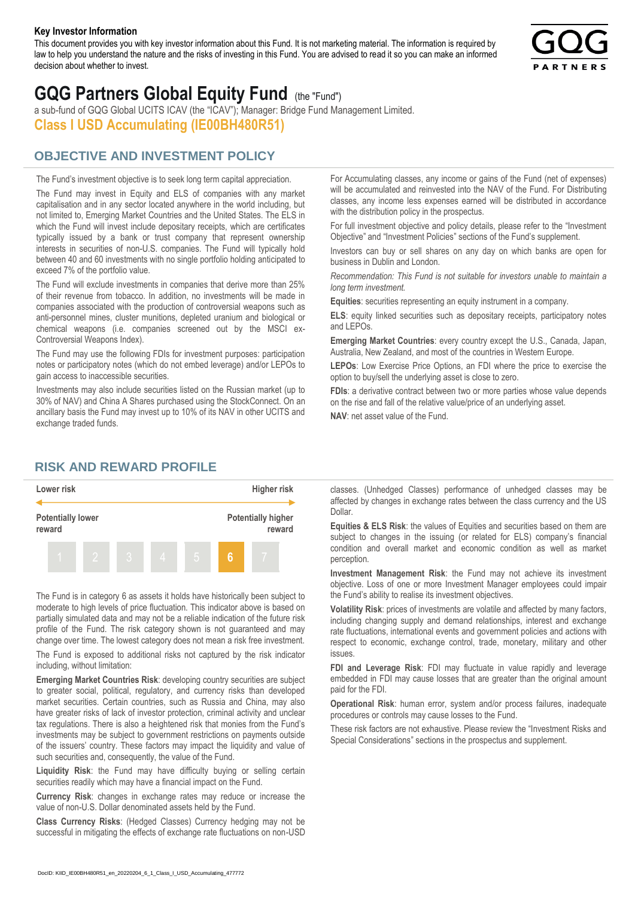**Key Investor Information**

This document provides you with key investor information about this Fund. It is not marketing material. The information is required by law to help you understand the nature and the risks of investing in this Fund. You are advised to read it so you can make an informed decision about whether to invest.

# GQG Partners Global Equity Fund (the "Fund")

a sub-fund of GQG Global UCITS ICAV (the "ICAV"); Manager: Bridge Fund Management Limited.

## Class I USD Accumulating (IE00BH480R51)

## OBJECTIVE AND INVESTMENT POLICY

The Fund's investment objective is to seek long term capital appreciation.

The Fund may invest in Equity and ELS of companies with any market capitalisation and in any sector located anywhere in the world including, but not limited to, Emerging Market Countries and the United States. The ELS in which the Fund will invest include depositary receipts, which are certificates typically issued by a bank or trust company that represent ownership interests in securities of non-U.S. companies. The Fund will typically hold between 40 and 60 investments with no single portfolio holding anticipated to exceed 7% of the portfolio value.

The Fund will exclude investments in companies that derive more than 25% of their revenue from tobacco. In addition, no investments will be made in companies associated with the production of controversial weapons such as anti-personnel mines, cluster munitions, depleted uranium and biological or chemical weapons (i.e. companies screened out by the MSCI ex-Controversial Weapons Index).

The Fund may use the following FDIs for investment purposes: participation notes or participatory notes (which do not embed leverage) and/or LEPOs to gain access to inaccessible securities.

Investments may also include securities listed on the Russian market (up to 30% of NAV) and China A Shares purchased using the StockConnect. On an ancillary basis the Fund may invest up to 10% of its NAV in other UCITS and exchange traded funds.

For Accumulating classes, any income or gains of the Fund (net of expenses) will be accumulated and reinvested into the NAV of the Fund. For Distributing classes, any income less expenses earned will be distributed in accordance with the distribution policy in the prospectus.

For full investment objective and policy details, please refer to the "Investment Objective" and "Investment Policies" sections of the Fund's supplement.

Investors can buy or sell shares on any day on which banks are open for business in Dublin and London.

*Recommendation: This Fund is not suitable for investors unable to maintain a long term investment.*

**Equities**: securities representing an equity instrument in a company.

**ELS**: equity linked securities such as depositary receipts, participatory notes and LEPOs.

**Emerging Market Countries**: every country except the U.S., Canada, Japan, Australia, New Zealand, and most of the countries in Western Europe.

**LEPOs**: Low Exercise Price Options, an FDI where the price to exercise the option to buy/sell the underlying asset is close to zero.

**FDIs**: a derivative contract between two or more parties whose value depends on the rise and fall of the relative value/price of an underlying asset.

**NAV**: net asset value of the Fund.

## RISK AND REWARD PROFILE

| Lower risk | | | | | | Higher risk |
|---|---|---|---|---|---|---|
| Potentially lower reward | | | | | | Potentially higher reward |
| 1 | 2 | 3 | 4 | 5 | **6** | 7 |

The Fund is in category 6 as assets it holds have historically been subject to moderate to high levels of price fluctuation. This indicator above is based on partially simulated data and may not be a reliable indication of the future risk profile of the Fund. The risk category shown is not guaranteed and may change over time. The lowest category does not mean a risk free investment.

The Fund is exposed to additional risks not captured by the risk indicator including, without limitation:

**Emerging Market Countries Risk**: developing country securities are subject to greater social, political, regulatory, and currency risks than developed market securities. Certain countries, such as Russia and China, may also have greater risks of lack of investor protection, criminal activity and unclear tax regulations. There is also a heightened risk that monies from the Fund's investments may be subject to government restrictions on payments outside of the issuers' country. These factors may impact the liquidity and value of such securities and, consequently, the value of the Fund.

**Liquidity Risk**: the Fund may have difficulty buying or selling certain securities readily which may have a financial impact on the Fund.

**Currency Risk**: changes in exchange rates may reduce or increase the value of non-U.S. Dollar denominated assets held by the Fund.

**Class Currency Risks**: (Hedged Classes) Currency hedging may not be successful in mitigating the effects of exchange rate fluctuations on non-USD classes. (Unhedged Classes) performance of unhedged classes may be affected by changes in exchange rates between the class currency and the US Dollar.

**Equities & ELS Risk**: the values of Equities and securities based on them are subject to changes in the issuing (or related for ELS) company's financial condition and overall market and economic condition as well as market perception.

**Investment Management Risk**: the Fund may not achieve its investment objective. Loss of one or more Investment Manager employees could impair the Fund's ability to realise its investment objectives.

**Volatility Risk**: prices of investments are volatile and affected by many factors, including changing supply and demand relationships, interest and exchange rate fluctuations, international events and government policies and actions with respect to economic, exchange control, trade, monetary, military and other issues.

**FDI and Leverage Risk**: FDI may fluctuate in value rapidly and leverage embedded in FDI may cause losses that are greater than the original amount paid for the FDI.

**Operational Risk**: human error, system and/or process failures, inadequate procedures or controls may cause losses to the Fund.

These risk factors are not exhaustive. Please review the "Investment Risks and Special Considerations" sections in the prospectus and supplement.

DocID: KIID_IE00BH480R51_en_20220204_6_1_Class_I_USD_Accumulating_477772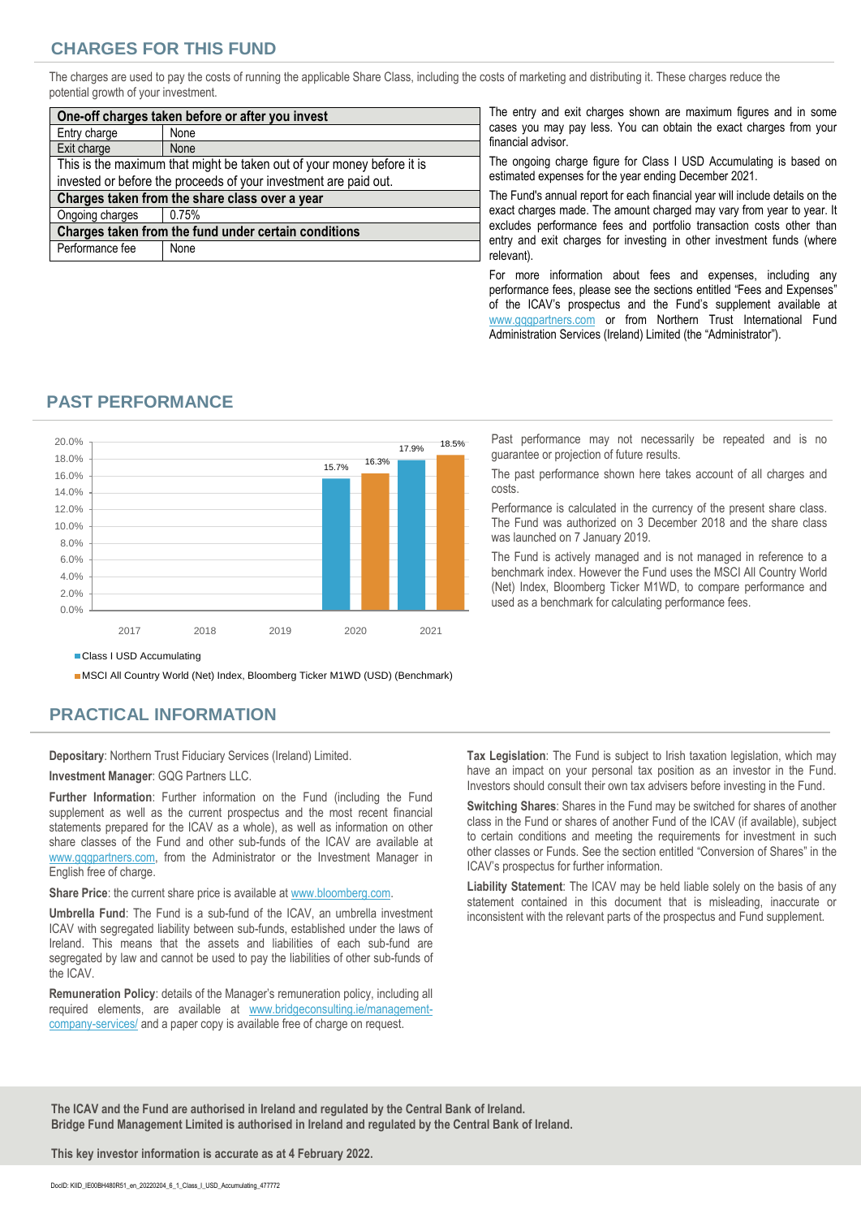## CHARGES FOR THIS FUND

The charges are used to pay the costs of running the applicable Share Class, including the costs of marketing and distributing it. These charges reduce the potential growth of your investment.

| One-off charges taken before or after you invest | |
|---|---|
| Entry charge | None |
| Exit charge | None |
| This is the maximum that might be taken out of your money before it is invested or before the proceeds of your investment are paid out. | |
| **Charges taken from the share class over a year** | |
| Ongoing charges | 0.75% |
| **Charges taken from the fund under certain conditions** | |
| Performance fee | None |

The entry and exit charges shown are maximum figures and in some cases you may pay less. You can obtain the exact charges from your financial advisor.

The ongoing charge figure for Class I USD Accumulating is based on estimated expenses for the year ending December 2021.

The Fund's annual report for each financial year will include details on the exact charges made. The amount charged may vary from year to year. It excludes performance fees and portfolio transaction costs other than entry and exit charges for investing in other investment funds (where relevant).

For more information about fees and expenses, including any performance fees, please see the sections entitled "Fees and Expenses" of the ICAV's prospectus and the Fund's supplement available at www.gqgpartners.com or from Northern Trust International Fund Administration Services (Ireland) Limited (the "Administrator").

## PAST PERFORMANCE

20.0%
18.0%
16.0%
14.0%
12.0%
10.0%
8.0%
6.0%
4.0%
2.0%
0.0%

15.7%
16.3%
17.9%
18.5%

2017
2018
2019
2020
2021

Class I USD Accumulating
MSCI All Country World (Net) Index, Bloomberg Ticker M1WD (USD) (Benchmark)

Past performance may not necessarily be repeated and is no guarantee or projection of future results.

The past performance shown here takes account of all charges and costs.

Performance is calculated in the currency of the present share class. The Fund was authorized on 3 December 2018 and the share class was launched on 7 January 2019.

The Fund is actively managed and is not managed in reference to a benchmark index. However the Fund uses the MSCI All Country World (Net) Index, Bloomberg Ticker M1WD, to compare performance and used as a benchmark for calculating performance fees.

## PRACTICAL INFORMATION

**Depositary**: Northern Trust Fiduciary Services (Ireland) Limited.

**Investment Manager**: GQG Partners LLC.

**Further Information**: Further information on the Fund (including the Fund supplement as well as the current prospectus and the most recent financial statements prepared for the ICAV as a whole), as well as information on other share classes of the Fund and other sub-funds of the ICAV are available at www.gqgpartners.com, from the Administrator or the Investment Manager in English free of charge.

**Share Price**: the current share price is available at www.bloomberg.com.

**Umbrella Fund**: The Fund is a sub-fund of the ICAV, an umbrella investment ICAV with segregated liability between sub-funds, established under the laws of Ireland. This means that the assets and liabilities of each sub-fund are segregated by law and cannot be used to pay the liabilities of other sub-funds of the ICAV.

**Remuneration Policy**: details of the Manager's remuneration policy, including all required elements, are available at www.bridgeconsulting.ie/management-company-services/ and a paper copy is available free of charge on request.

**Tax Legislation**: The Fund is subject to Irish taxation legislation, which may have an impact on your personal tax position as an investor in the Fund. Investors should consult their own tax advisers before investing in the Fund.

**Switching Shares**: Shares in the Fund may be switched for shares of another class in the Fund or shares of another Fund of the ICAV (if available), subject to certain conditions and meeting the requirements for investment in such other classes or Funds. See the section entitled "Conversion of Shares" in the ICAV's prospectus for further information.

**Liability Statement**: The ICAV may be held liable solely on the basis of any statement contained in this document that is misleading, inaccurate or inconsistent with the relevant parts of the prospectus and Fund supplement.

**The ICAV and the Fund are authorised in Ireland and regulated by the Central Bank of Ireland.**
**Bridge Fund Management Limited is authorised in Ireland and regulated by the Central Bank of Ireland.**

**This key investor information is accurate as at 4 February 2022.**

DocID: KIID_IE00BH480R51_en_20220204_6_1_Class_I_USD_Accumulating_477772